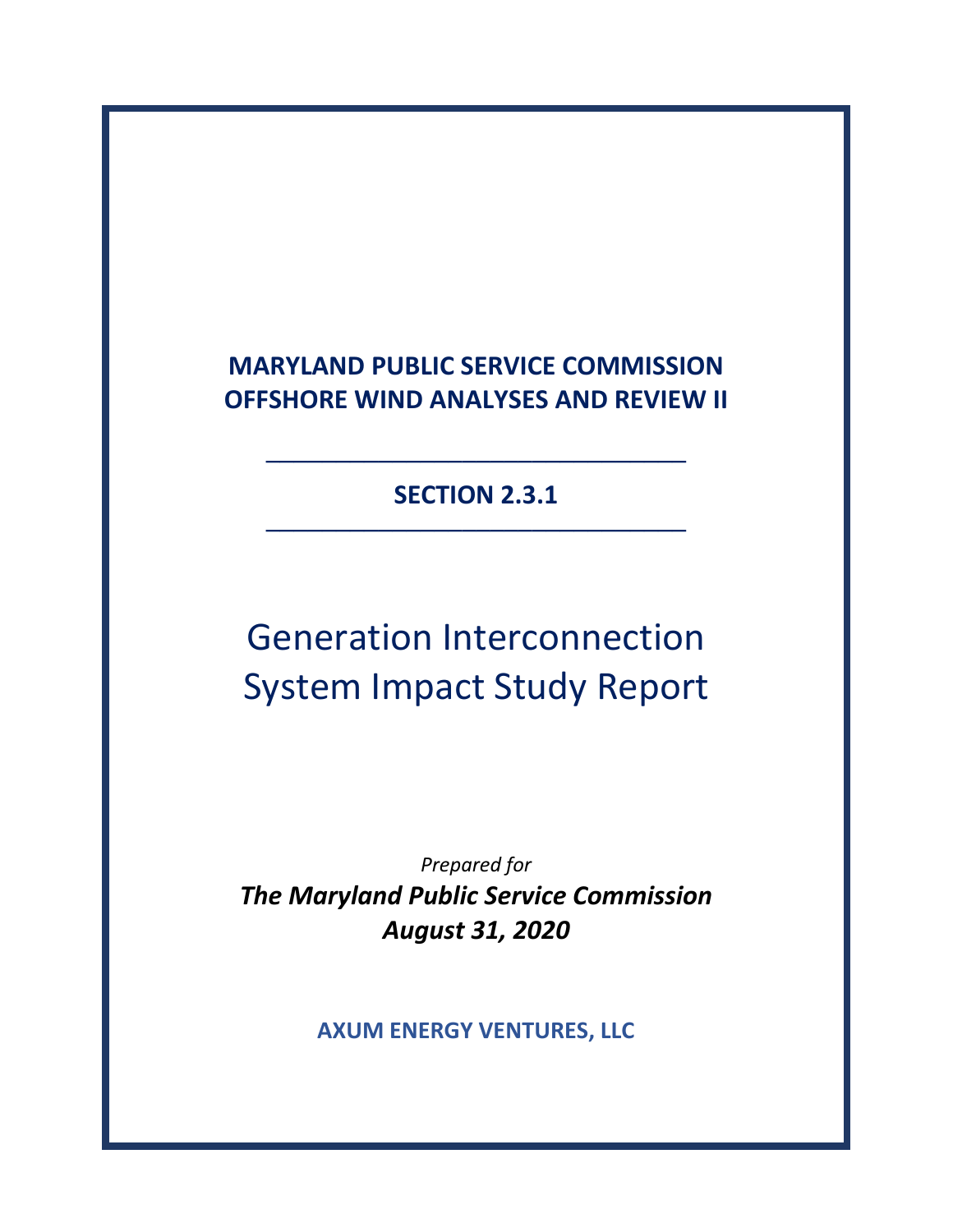# MARYLAND PUBLIC SERVICE COMMISSION OFFSHORE WIND ANALYSES AND REVIEW II

---

## SECTION 2.3.1

---

# Generation Interconnection System Impact Study Report

*Prepared for*

***The Maryland Public Service Commission***
***August 31, 2020***

**AXUM ENERGY VENTURES, LLC**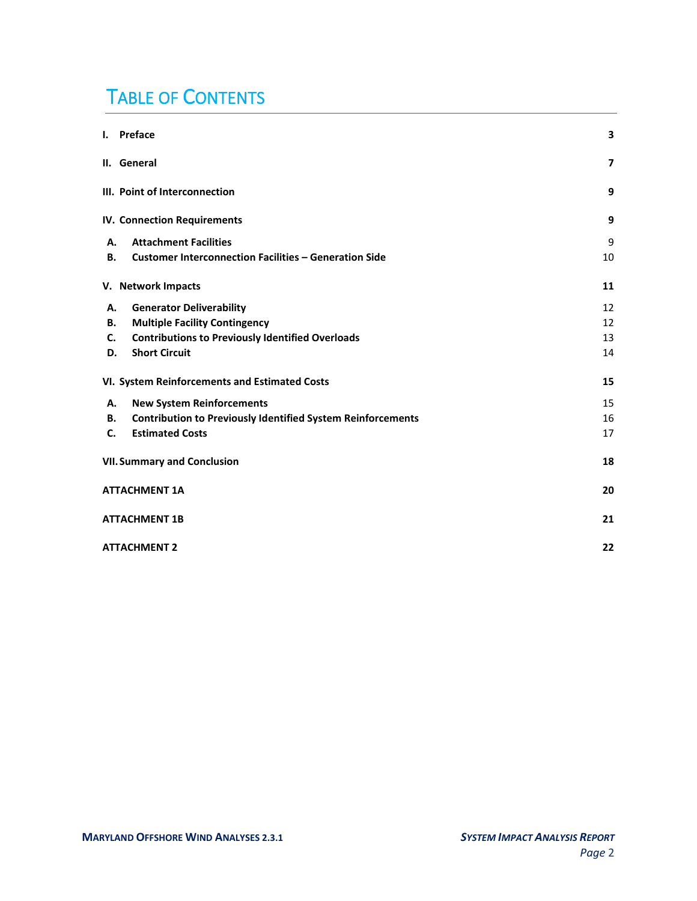# TABLE OF CONTENTS

| | |
|---|---|
| **I. Preface** | **3** |
| **II. General** | **7** |
| **III. Point of Interconnection** | **9** |
| **IV. Connection Requirements** | **9** |
| **A. Attachment Facilities** | 9 |
| **B. Customer Interconnection Facilities – Generation Side** | 10 |
| **V. Network Impacts** | **11** |
| **A. Generator Deliverability** | 12 |
| **B. Multiple Facility Contingency** | 12 |
| **C. Contributions to Previously Identified Overloads** | 13 |
| **D. Short Circuit** | 14 |
| **VI. System Reinforcements and Estimated Costs** | **15** |
| **A. New System Reinforcements** | 15 |
| **B. Contribution to Previously Identified System Reinforcements** | 16 |
| **C. Estimated Costs** | 17 |
| **VII. Summary and Conclusion** | **18** |
| **ATTACHMENT 1A** | **20** |
| **ATTACHMENT 1B** | **21** |
| **ATTACHMENT 2** | **22** |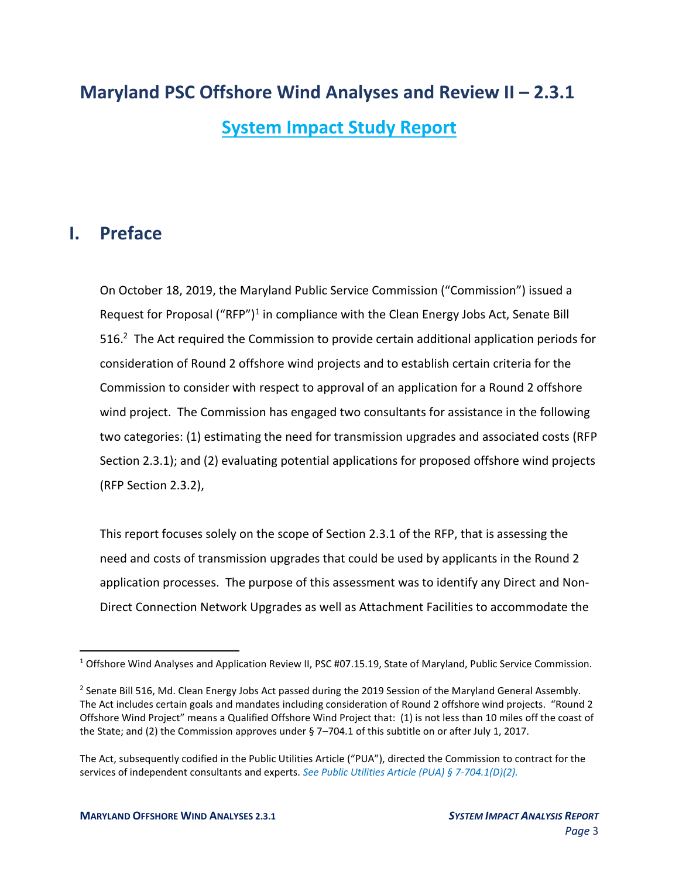# Maryland PSC Offshore Wind Analyses and Review II – 2.3.1

## System Impact Study Report

## I. Preface

On October 18, 2019, the Maryland Public Service Commission ("Commission") issued a Request for Proposal ("RFP")[1] in compliance with the Clean Energy Jobs Act, Senate Bill 516.[2] The Act required the Commission to provide certain additional application periods for consideration of Round 2 offshore wind projects and to establish certain criteria for the Commission to consider with respect to approval of an application for a Round 2 offshore wind project. The Commission has engaged two consultants for assistance in the following two categories: (1) estimating the need for transmission upgrades and associated costs (RFP Section 2.3.1); and (2) evaluating potential applications for proposed offshore wind projects (RFP Section 2.3.2),

This report focuses solely on the scope of Section 2.3.1 of the RFP, that is assessing the need and costs of transmission upgrades that could be used by applicants in the Round 2 application processes. The purpose of this assessment was to identify any Direct and Non-Direct Connection Network Upgrades as well as Attachment Facilities to accommodate the

---

[1] Offshore Wind Analyses and Application Review II, PSC #07.15.19, State of Maryland, Public Service Commission.

[2] Senate Bill 516, Md. Clean Energy Jobs Act passed during the 2019 Session of the Maryland General Assembly. The Act includes certain goals and mandates including consideration of Round 2 offshore wind projects. "Round 2 Offshore Wind Project" means a Qualified Offshore Wind Project that: (1) is not less than 10 miles off the coast of the State; and (2) the Commission approves under § 7–704.1 of this subtitle on or after July 1, 2017.

The Act, subsequently codified in the Public Utilities Article ("PUA"), directed the Commission to contract for the services of independent consultants and experts. *See Public Utilities Article (PUA) § 7-704.1(D)(2).*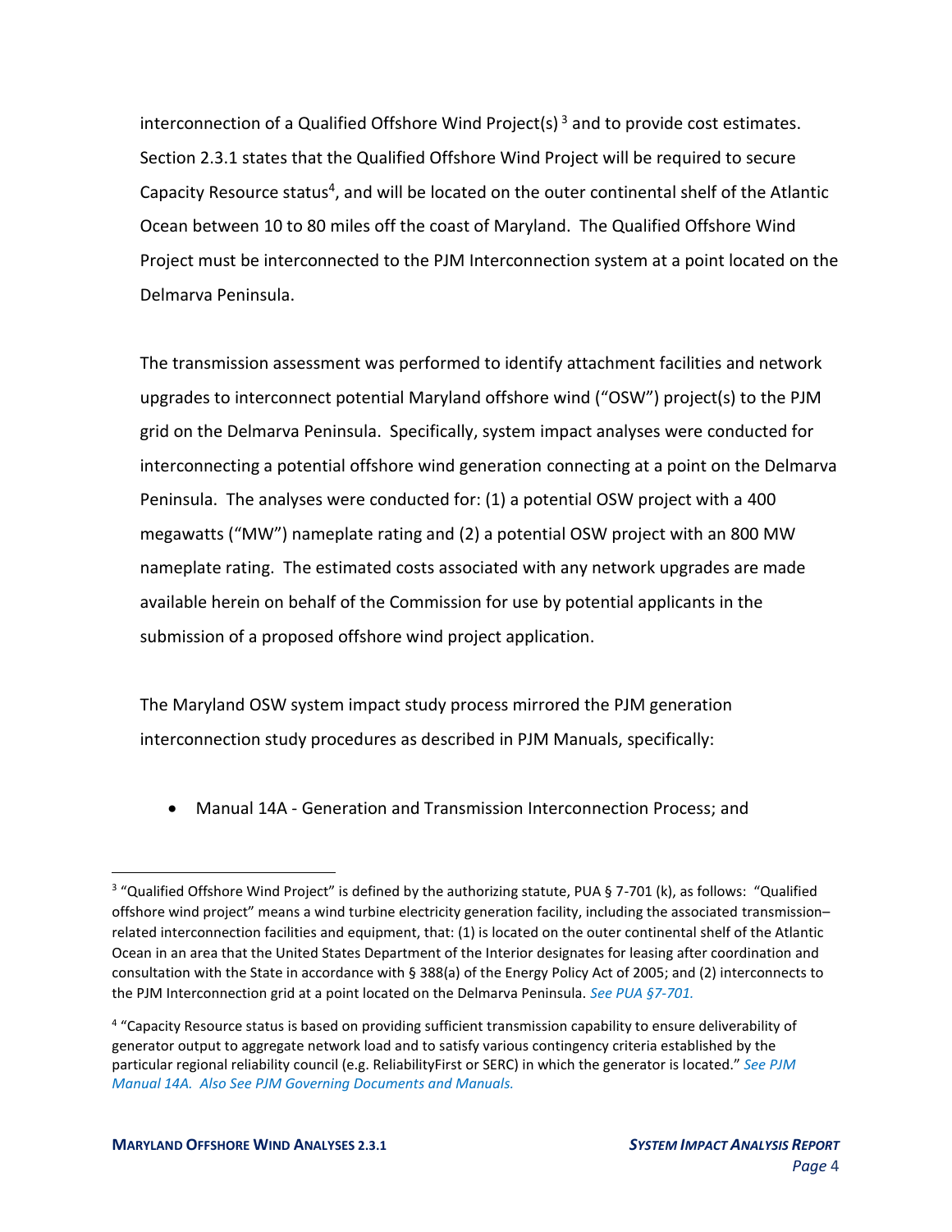interconnection of a Qualified Offshore Wind Project(s) [3] and to provide cost estimates. Section 2.3.1 states that the Qualified Offshore Wind Project will be required to secure Capacity Resource status[4], and will be located on the outer continental shelf of the Atlantic Ocean between 10 to 80 miles off the coast of Maryland. The Qualified Offshore Wind Project must be interconnected to the PJM Interconnection system at a point located on the Delmarva Peninsula.

The transmission assessment was performed to identify attachment facilities and network upgrades to interconnect potential Maryland offshore wind ("OSW") project(s) to the PJM grid on the Delmarva Peninsula. Specifically, system impact analyses were conducted for interconnecting a potential offshore wind generation connecting at a point on the Delmarva Peninsula. The analyses were conducted for: (1) a potential OSW project with a 400 megawatts ("MW") nameplate rating and (2) a potential OSW project with an 800 MW nameplate rating. The estimated costs associated with any network upgrades are made available herein on behalf of the Commission for use by potential applicants in the submission of a proposed offshore wind project application.

The Maryland OSW system impact study process mirrored the PJM generation interconnection study procedures as described in PJM Manuals, specifically:

- Manual 14A - Generation and Transmission Interconnection Process; and

---

[3] "Qualified Offshore Wind Project" is defined by the authorizing statute, PUA § 7-701 (k), as follows: "Qualified offshore wind project" means a wind turbine electricity generation facility, including the associated transmission–related interconnection facilities and equipment, that: (1) is located on the outer continental shelf of the Atlantic Ocean in an area that the United States Department of the Interior designates for leasing after coordination and consultation with the State in accordance with § 388(a) of the Energy Policy Act of 2005; and (2) interconnects to the PJM Interconnection grid at a point located on the Delmarva Peninsula. *See PUA §7-701.*

[4] "Capacity Resource status is based on providing sufficient transmission capability to ensure deliverability of generator output to aggregate network load and to satisfy various contingency criteria established by the particular regional reliability council (e.g. ReliabilityFirst or SERC) in which the generator is located." *See PJM Manual 14A. Also See PJM Governing Documents and Manuals.*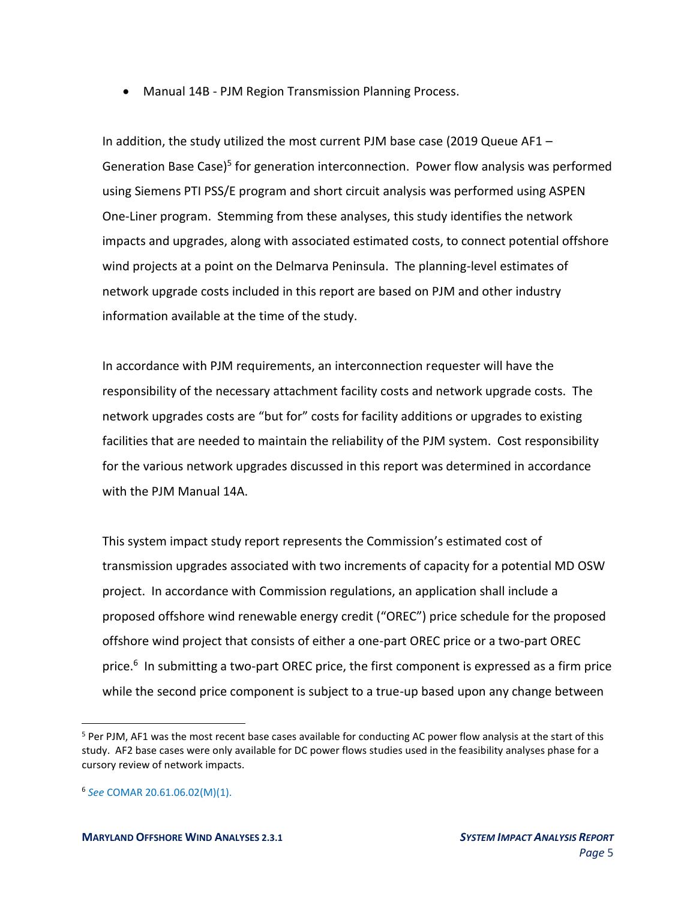- Manual 14B - PJM Region Transmission Planning Process.

In addition, the study utilized the most current PJM base case (2019 Queue AF1 – Generation Base Case)[5] for generation interconnection. Power flow analysis was performed using Siemens PTI PSS/E program and short circuit analysis was performed using ASPEN One-Liner program. Stemming from these analyses, this study identifies the network impacts and upgrades, along with associated estimated costs, to connect potential offshore wind projects at a point on the Delmarva Peninsula. The planning-level estimates of network upgrade costs included in this report are based on PJM and other industry information available at the time of the study.

In accordance with PJM requirements, an interconnection requester will have the responsibility of the necessary attachment facility costs and network upgrade costs. The network upgrades costs are "but for" costs for facility additions or upgrades to existing facilities that are needed to maintain the reliability of the PJM system. Cost responsibility for the various network upgrades discussed in this report was determined in accordance with the PJM Manual 14A.

This system impact study report represents the Commission's estimated cost of transmission upgrades associated with two increments of capacity for a potential MD OSW project. In accordance with Commission regulations, an application shall include a proposed offshore wind renewable energy credit ("OREC") price schedule for the proposed offshore wind project that consists of either a one-part OREC price or a two-part OREC price.[6] In submitting a two-part OREC price, the first component is expressed as a firm price while the second price component is subject to a true-up based upon any change between

---

[5] Per PJM, AF1 was the most recent base cases available for conducting AC power flow analysis at the start of this study. AF2 base cases were only available for DC power flows studies used in the feasibility analyses phase for a cursory review of network impacts.

[6] *See* COMAR 20.61.06.02(M)(1).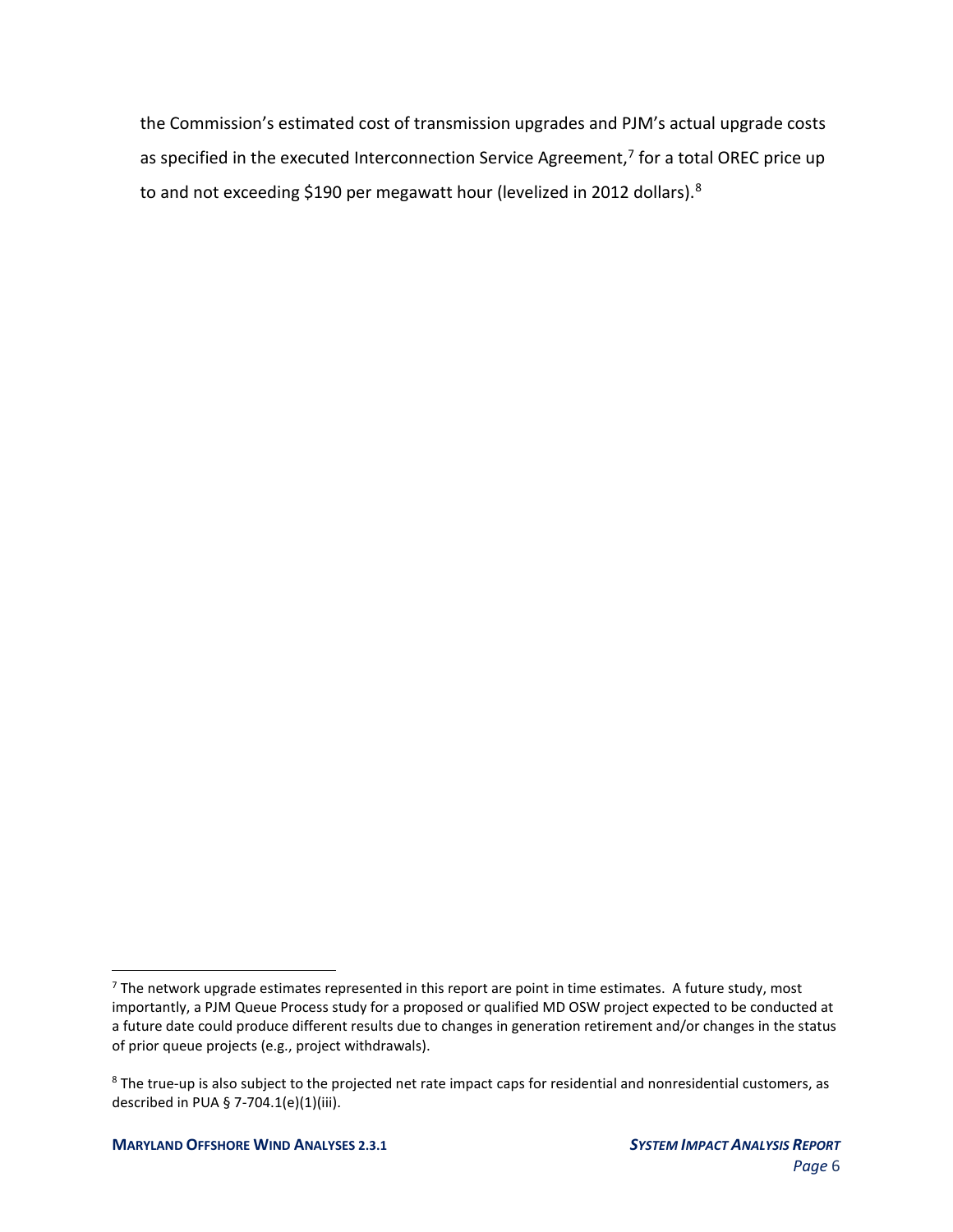the Commission's estimated cost of transmission upgrades and PJM's actual upgrade costs as specified in the executed Interconnection Service Agreement,[7] for a total OREC price up to and not exceeding $190 per megawatt hour (levelized in 2012 dollars).[8]

---

[7] The network upgrade estimates represented in this report are point in time estimates. A future study, most importantly, a PJM Queue Process study for a proposed or qualified MD OSW project expected to be conducted at a future date could produce different results due to changes in generation retirement and/or changes in the status of prior queue projects (e.g., project withdrawals).

[8] The true-up is also subject to the projected net rate impact caps for residential and nonresidential customers, as described in PUA § 7-704.1(e)(1)(iii).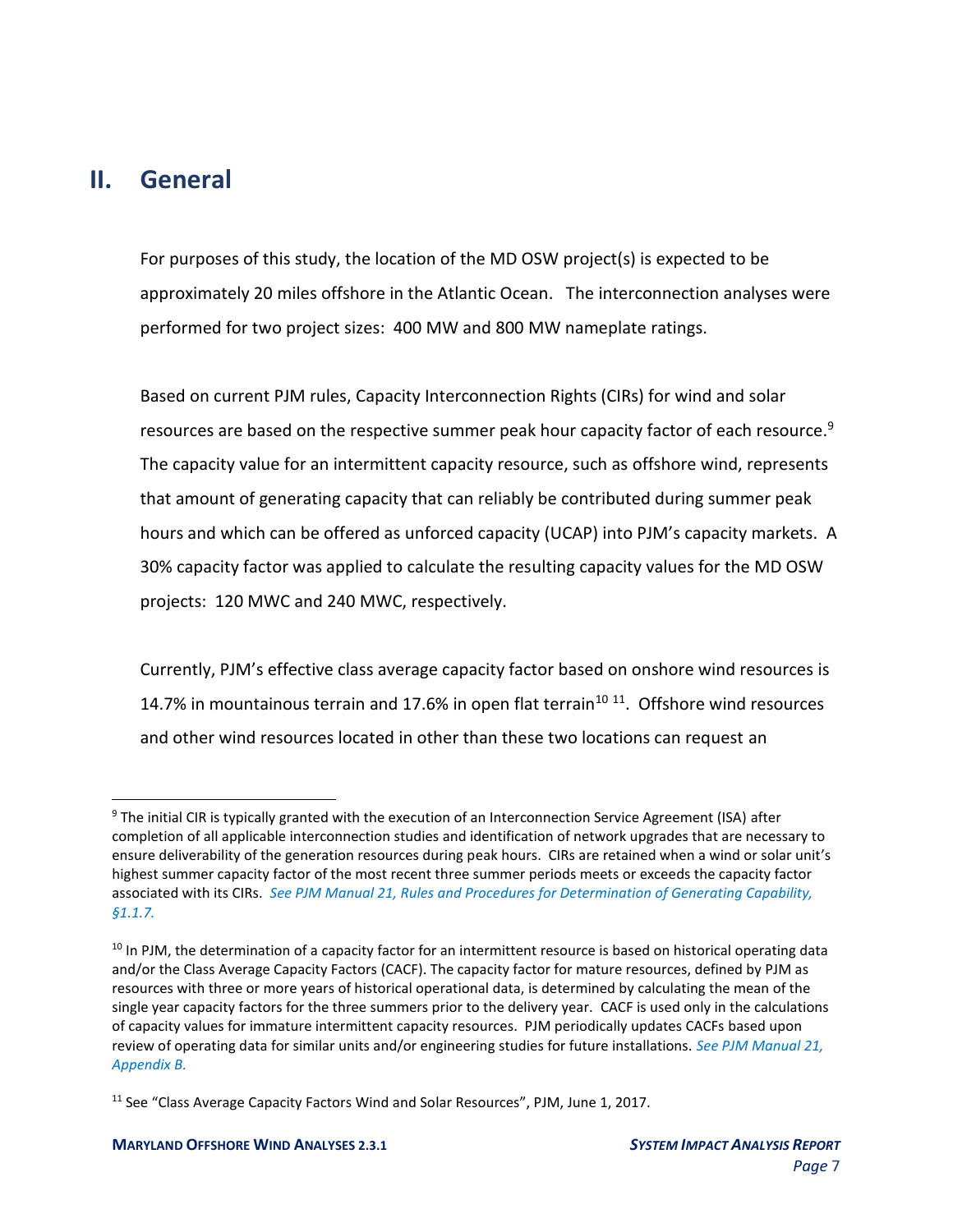## II. General

For purposes of this study, the location of the MD OSW project(s) is expected to be approximately 20 miles offshore in the Atlantic Ocean. The interconnection analyses were performed for two project sizes: 400 MW and 800 MW nameplate ratings.

Based on current PJM rules, Capacity Interconnection Rights (CIRs) for wind and solar resources are based on the respective summer peak hour capacity factor of each resource.[9] The capacity value for an intermittent capacity resource, such as offshore wind, represents that amount of generating capacity that can reliably be contributed during summer peak hours and which can be offered as unforced capacity (UCAP) into PJM's capacity markets. A 30% capacity factor was applied to calculate the resulting capacity values for the MD OSW projects: 120 MWC and 240 MWC, respectively.

Currently, PJM's effective class average capacity factor based on onshore wind resources is 14.7% in mountainous terrain and 17.6% in open flat terrain[10] [11]. Offshore wind resources and other wind resources located in other than these two locations can request an

---

[9] The initial CIR is typically granted with the execution of an Interconnection Service Agreement (ISA) after completion of all applicable interconnection studies and identification of network upgrades that are necessary to ensure deliverability of the generation resources during peak hours. CIRs are retained when a wind or solar unit's highest summer capacity factor of the most recent three summer periods meets or exceeds the capacity factor associated with its CIRs. *See PJM Manual 21, Rules and Procedures for Determination of Generating Capability, §1.1.7.*

[10] In PJM, the determination of a capacity factor for an intermittent resource is based on historical operating data and/or the Class Average Capacity Factors (CACF). The capacity factor for mature resources, defined by PJM as resources with three or more years of historical operational data, is determined by calculating the mean of the single year capacity factors for the three summers prior to the delivery year. CACF is used only in the calculations of capacity values for immature intermittent capacity resources. PJM periodically updates CACFs based upon review of operating data for similar units and/or engineering studies for future installations. *See PJM Manual 21, Appendix B.*

[11] See "Class Average Capacity Factors Wind and Solar Resources", PJM, June 1, 2017.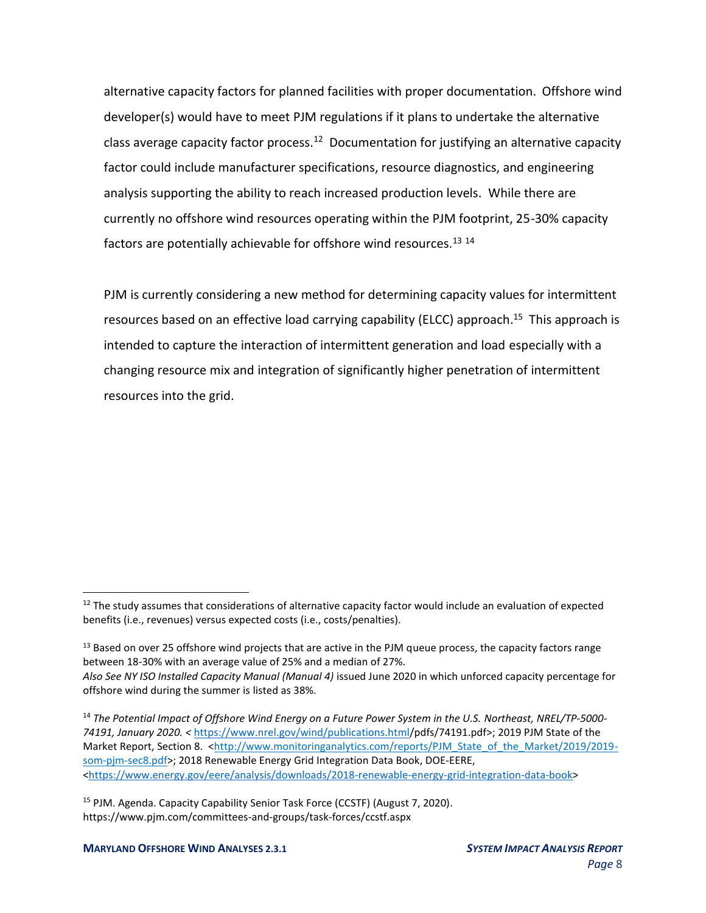alternative capacity factors for planned facilities with proper documentation. Offshore wind developer(s) would have to meet PJM regulations if it plans to undertake the alternative class average capacity factor process.[12] Documentation for justifying an alternative capacity factor could include manufacturer specifications, resource diagnostics, and engineering analysis supporting the ability to reach increased production levels. While there are currently no offshore wind resources operating within the PJM footprint, 25-30% capacity factors are potentially achievable for offshore wind resources.[13] [14]

PJM is currently considering a new method for determining capacity values for intermittent resources based on an effective load carrying capability (ELCC) approach.[15] This approach is intended to capture the interaction of intermittent generation and load especially with a changing resource mix and integration of significantly higher penetration of intermittent resources into the grid.

---

[12] The study assumes that considerations of alternative capacity factor would include an evaluation of expected benefits (i.e., revenues) versus expected costs (i.e., costs/penalties).

[13] Based on over 25 offshore wind projects that are active in the PJM queue process, the capacity factors range between 18-30% with an average value of 25% and a median of 27%.
*Also See NY ISO Installed Capacity Manual (Manual 4)* issued June 2020 in which unforced capacity percentage for offshore wind during the summer is listed as 38%.

[14] *The Potential Impact of Offshore Wind Energy on a Future Power System in the U.S. Northeast, NREL/TP-5000-74191, January 2020.* < https://www.nrel.gov/wind/publications.html/pdfs/74191.pdf>; 2019 PJM State of the Market Report, Section 8. <http://www.monitoringanalytics.com/reports/PJM_State_of_the_Market/2019/2019-som-pjm-sec8.pdf>; 2018 Renewable Energy Grid Integration Data Book, DOE-EERE, <https://www.energy.gov/eere/analysis/downloads/2018-renewable-energy-grid-integration-data-book>

[15] PJM. Agenda. Capacity Capability Senior Task Force (CCSTF) (August 7, 2020). https://www.pjm.com/committees-and-groups/task-forces/ccstf.aspx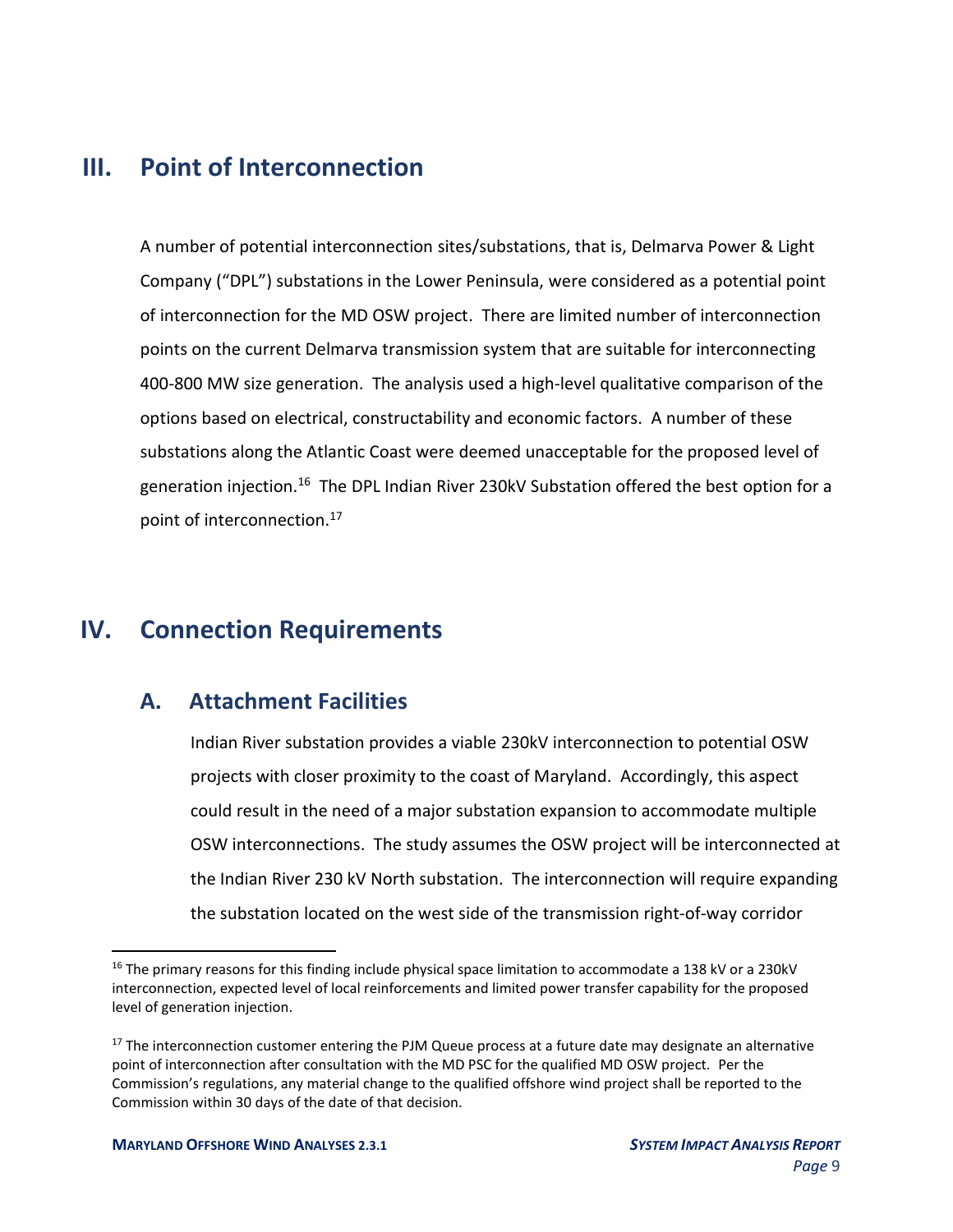# III. Point of Interconnection

A number of potential interconnection sites/substations, that is, Delmarva Power & Light Company ("DPL") substations in the Lower Peninsula, were considered as a potential point of interconnection for the MD OSW project. There are limited number of interconnection points on the current Delmarva transmission system that are suitable for interconnecting 400-800 MW size generation. The analysis used a high-level qualitative comparison of the options based on electrical, constructability and economic factors. A number of these substations along the Atlantic Coast were deemed unacceptable for the proposed level of generation injection.[16] The DPL Indian River 230kV Substation offered the best option for a point of interconnection.[17]

# IV. Connection Requirements

## A. Attachment Facilities

Indian River substation provides a viable 230kV interconnection to potential OSW projects with closer proximity to the coast of Maryland. Accordingly, this aspect could result in the need of a major substation expansion to accommodate multiple OSW interconnections. The study assumes the OSW project will be interconnected at the Indian River 230 kV North substation. The interconnection will require expanding the substation located on the west side of the transmission right-of-way corridor

---

[16] The primary reasons for this finding include physical space limitation to accommodate a 138 kV or a 230kV interconnection, expected level of local reinforcements and limited power transfer capability for the proposed level of generation injection.

[17] The interconnection customer entering the PJM Queue process at a future date may designate an alternative point of interconnection after consultation with the MD PSC for the qualified MD OSW project. Per the Commission's regulations, any material change to the qualified offshore wind project shall be reported to the Commission within 30 days of the date of that decision.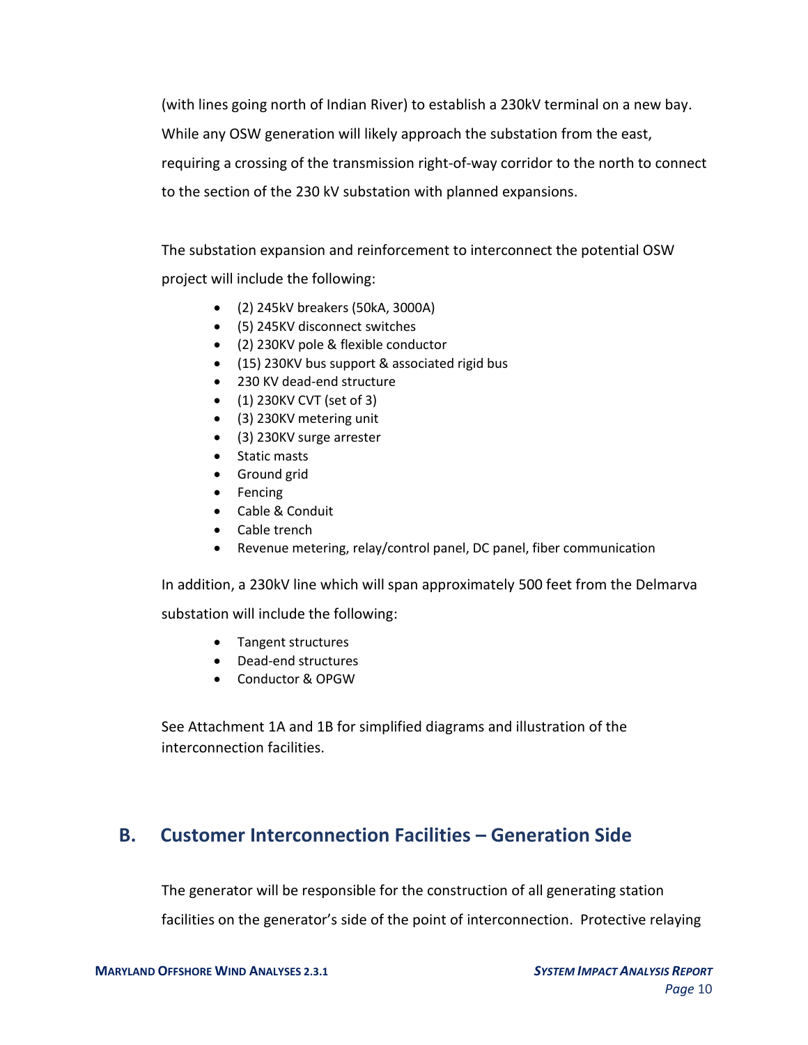(with lines going north of Indian River) to establish a 230kV terminal on a new bay. While any OSW generation will likely approach the substation from the east, requiring a crossing of the transmission right-of-way corridor to the north to connect to the section of the 230 kV substation with planned expansions.

The substation expansion and reinforcement to interconnect the potential OSW project will include the following:

- (2) 245kV breakers (50kA, 3000A)
- (5) 245KV disconnect switches
- (2) 230KV pole & flexible conductor
- (15) 230KV bus support & associated rigid bus
- 230 KV dead-end structure
- (1) 230KV CVT (set of 3)
- (3) 230KV metering unit
- (3) 230KV surge arrester
- Static masts
- Ground grid
- Fencing
- Cable & Conduit
- Cable trench
- Revenue metering, relay/control panel, DC panel, fiber communication

In addition, a 230kV line which will span approximately 500 feet from the Delmarva substation will include the following:

- Tangent structures
- Dead-end structures
- Conductor & OPGW

See Attachment 1A and 1B for simplified diagrams and illustration of the interconnection facilities.

## B. Customer Interconnection Facilities – Generation Side

The generator will be responsible for the construction of all generating station facilities on the generator's side of the point of interconnection. Protective relaying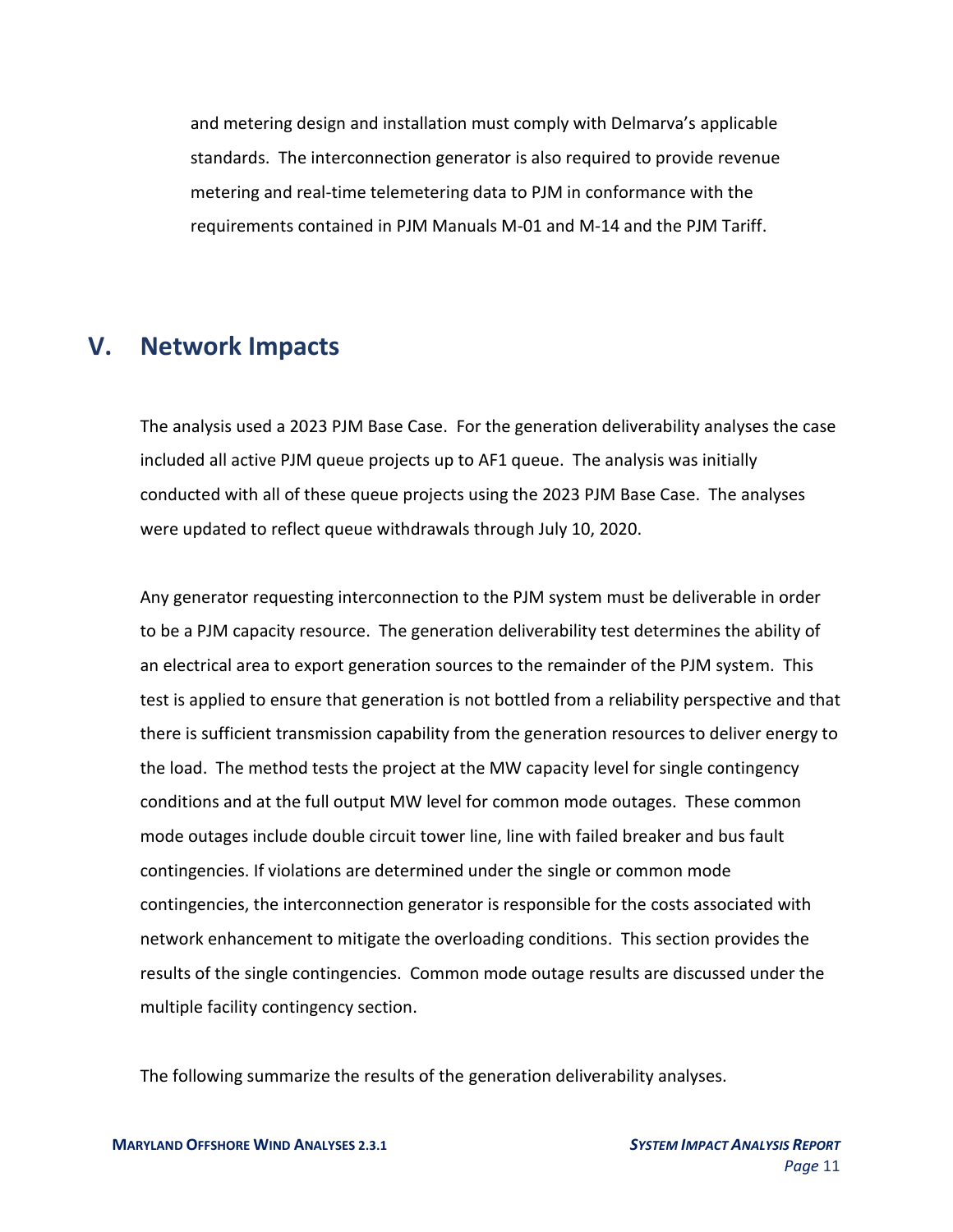and metering design and installation must comply with Delmarva's applicable standards. The interconnection generator is also required to provide revenue metering and real-time telemetering data to PJM in conformance with the requirements contained in PJM Manuals M-01 and M-14 and the PJM Tariff.

## V. Network Impacts

The analysis used a 2023 PJM Base Case. For the generation deliverability analyses the case included all active PJM queue projects up to AF1 queue. The analysis was initially conducted with all of these queue projects using the 2023 PJM Base Case. The analyses were updated to reflect queue withdrawals through July 10, 2020.

Any generator requesting interconnection to the PJM system must be deliverable in order to be a PJM capacity resource. The generation deliverability test determines the ability of an electrical area to export generation sources to the remainder of the PJM system. This test is applied to ensure that generation is not bottled from a reliability perspective and that there is sufficient transmission capability from the generation resources to deliver energy to the load. The method tests the project at the MW capacity level for single contingency conditions and at the full output MW level for common mode outages. These common mode outages include double circuit tower line, line with failed breaker and bus fault contingencies. If violations are determined under the single or common mode contingencies, the interconnection generator is responsible for the costs associated with network enhancement to mitigate the overloading conditions. This section provides the results of the single contingencies. Common mode outage results are discussed under the multiple facility contingency section.

The following summarize the results of the generation deliverability analyses.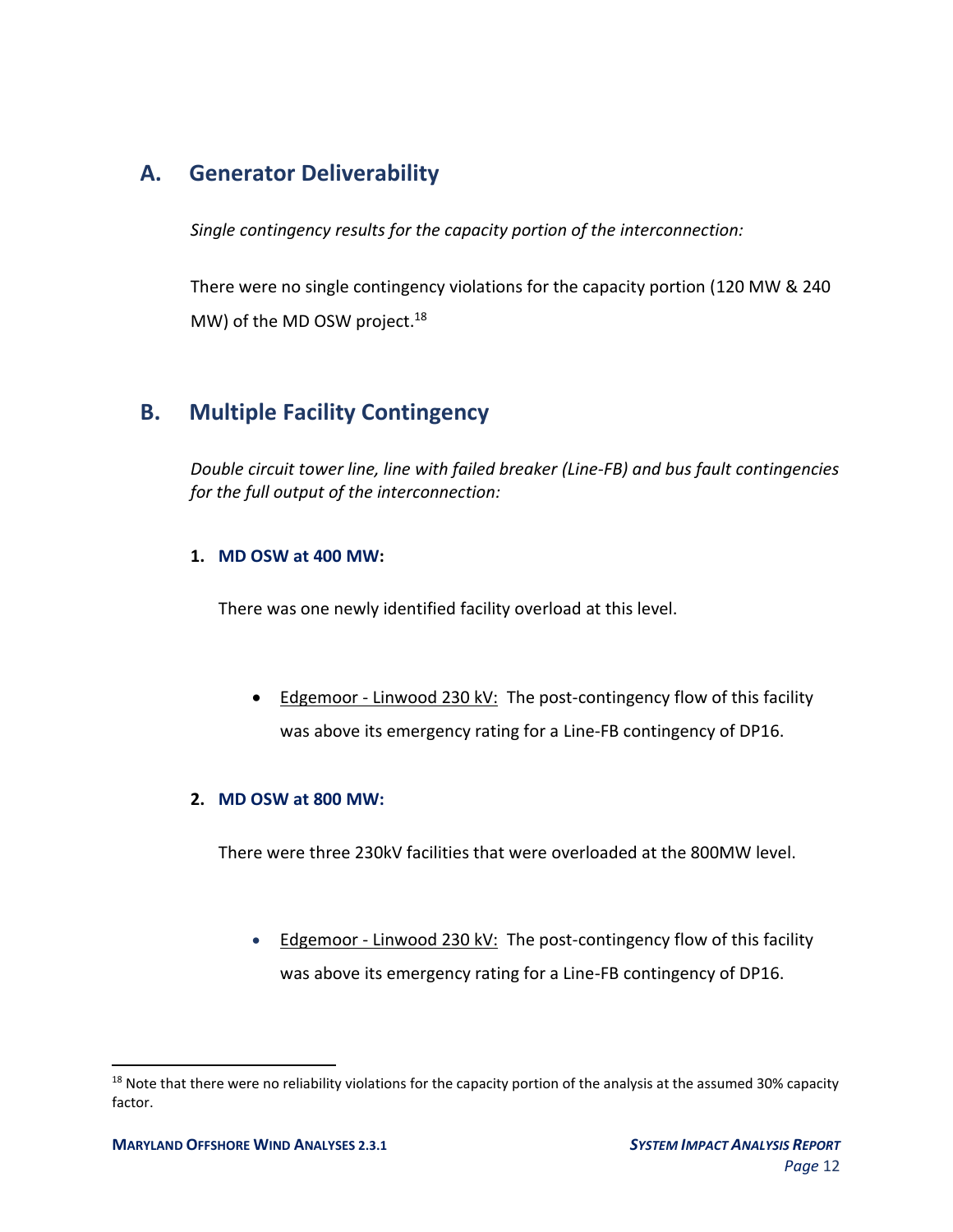## A. Generator Deliverability

*Single contingency results for the capacity portion of the interconnection:*

There were no single contingency violations for the capacity portion (120 MW & 240 MW) of the MD OSW project.[18]

## B. Multiple Facility Contingency

*Double circuit tower line, line with failed breaker (Line-FB) and bus fault contingencies for the full output of the interconnection:*

### 1. MD OSW at 400 MW:

There was one newly identified facility overload at this level.

- Edgemoor - Linwood 230 kV: The post-contingency flow of this facility was above its emergency rating for a Line-FB contingency of DP16.

### 2. MD OSW at 800 MW:

There were three 230kV facilities that were overloaded at the 800MW level.

- Edgemoor - Linwood 230 kV: The post-contingency flow of this facility was above its emergency rating for a Line-FB contingency of DP16.

[18] Note that there were no reliability violations for the capacity portion of the analysis at the assumed 30% capacity factor.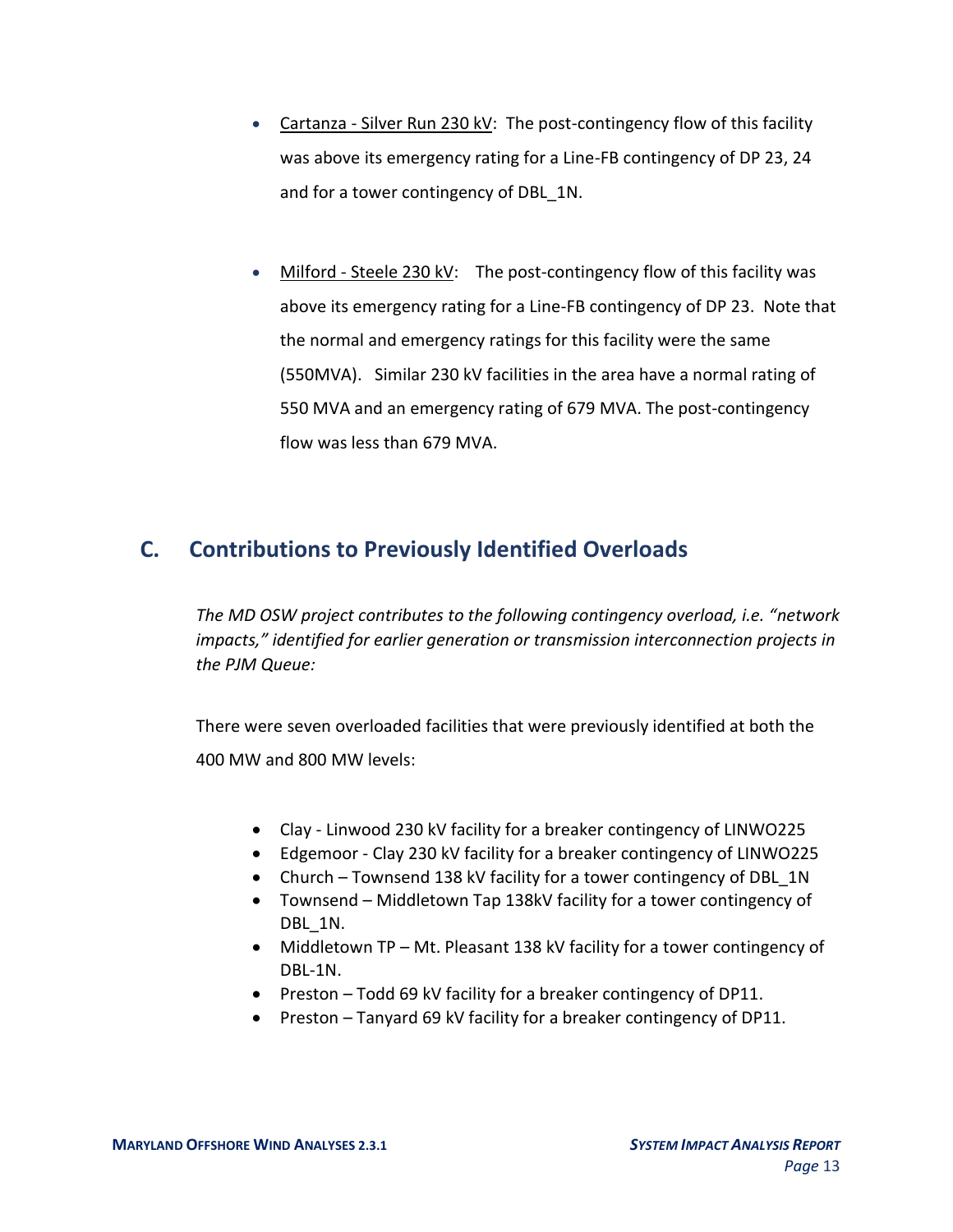- Cartanza - Silver Run 230 kV: The post-contingency flow of this facility was above its emergency rating for a Line-FB contingency of DP 23, 24 and for a tower contingency of DBL_1N.

- Milford - Steele 230 kV: The post-contingency flow of this facility was above its emergency rating for a Line-FB contingency of DP 23. Note that the normal and emergency ratings for this facility were the same (550MVA). Similar 230 kV facilities in the area have a normal rating of 550 MVA and an emergency rating of 679 MVA. The post-contingency flow was less than 679 MVA.

## C. Contributions to Previously Identified Overloads

*The MD OSW project contributes to the following contingency overload, i.e. "network impacts," identified for earlier generation or transmission interconnection projects in the PJM Queue:*

There were seven overloaded facilities that were previously identified at both the 400 MW and 800 MW levels:

- Clay - Linwood 230 kV facility for a breaker contingency of LINWO225
- Edgemoor - Clay 230 kV facility for a breaker contingency of LINWO225
- Church – Townsend 138 kV facility for a tower contingency of DBL_1N
- Townsend – Middletown Tap 138kV facility for a tower contingency of DBL_1N.
- Middletown TP – Mt. Pleasant 138 kV facility for a tower contingency of DBL-1N.
- Preston – Todd 69 kV facility for a breaker contingency of DP11.
- Preston – Tanyard 69 kV facility for a breaker contingency of DP11.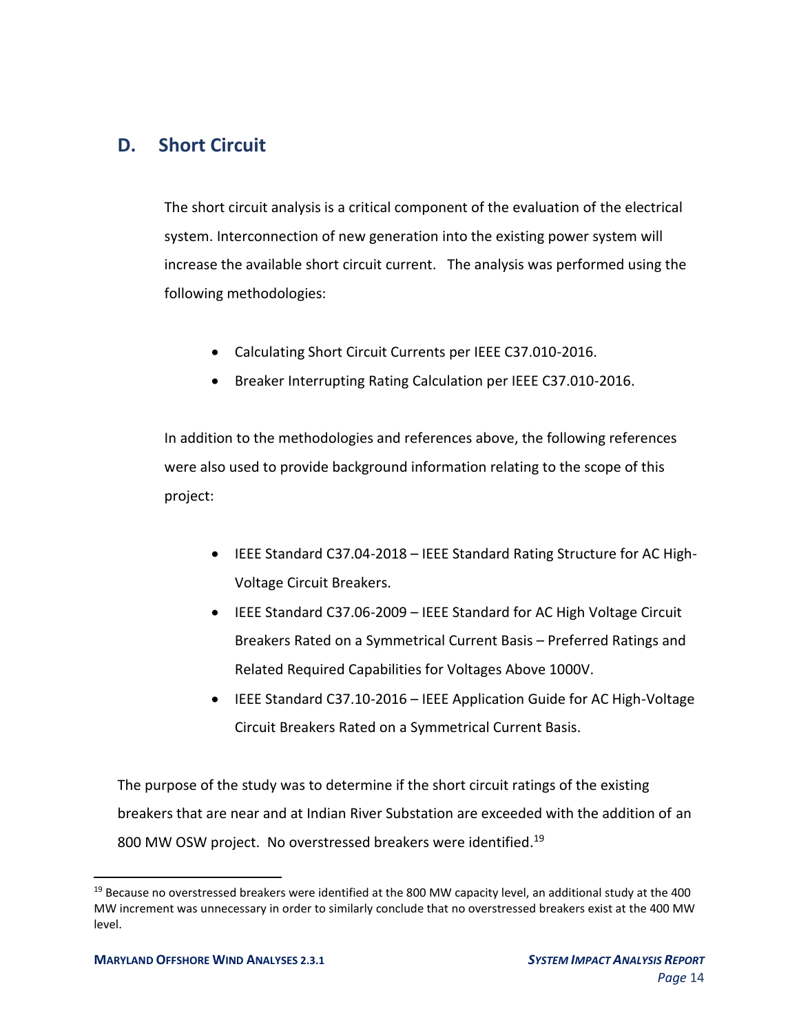## D. Short Circuit

The short circuit analysis is a critical component of the evaluation of the electrical system. Interconnection of new generation into the existing power system will increase the available short circuit current. The analysis was performed using the following methodologies:

- Calculating Short Circuit Currents per IEEE C37.010-2016.
- Breaker Interrupting Rating Calculation per IEEE C37.010-2016.

In addition to the methodologies and references above, the following references were also used to provide background information relating to the scope of this project:

- IEEE Standard C37.04-2018 – IEEE Standard Rating Structure for AC High-Voltage Circuit Breakers.
- IEEE Standard C37.06-2009 – IEEE Standard for AC High Voltage Circuit Breakers Rated on a Symmetrical Current Basis – Preferred Ratings and Related Required Capabilities for Voltages Above 1000V.
- IEEE Standard C37.10-2016 – IEEE Application Guide for AC High-Voltage Circuit Breakers Rated on a Symmetrical Current Basis.

The purpose of the study was to determine if the short circuit ratings of the existing breakers that are near and at Indian River Substation are exceeded with the addition of an 800 MW OSW project. No overstressed breakers were identified.[19]

---

[19] Because no overstressed breakers were identified at the 800 MW capacity level, an additional study at the 400 MW increment was unnecessary in order to similarly conclude that no overstressed breakers exist at the 400 MW level.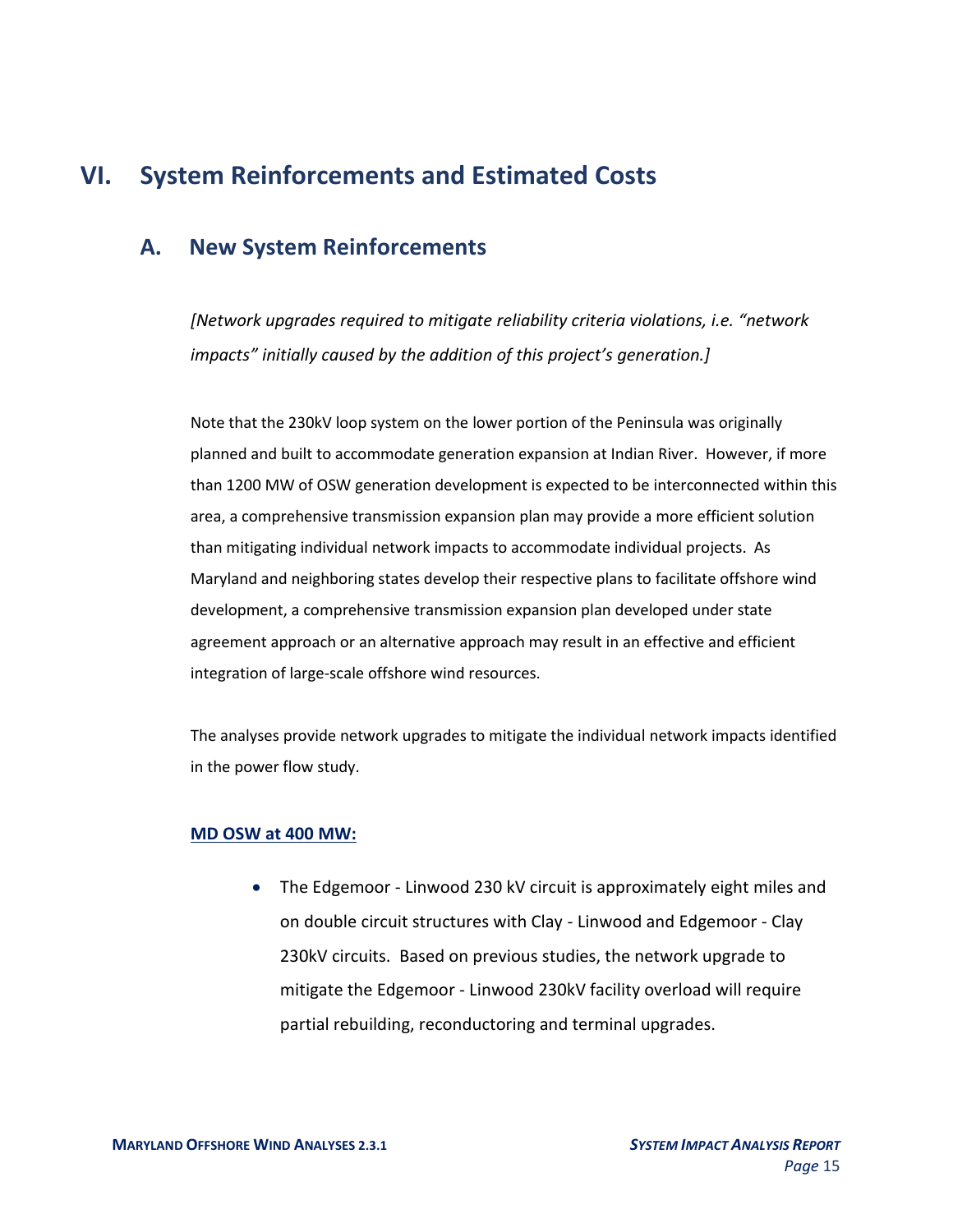# VI. System Reinforcements and Estimated Costs

## A. New System Reinforcements

*[Network upgrades required to mitigate reliability criteria violations, i.e. "network impacts" initially caused by the addition of this project's generation.]*

Note that the 230kV loop system on the lower portion of the Peninsula was originally planned and built to accommodate generation expansion at Indian River. However, if more than 1200 MW of OSW generation development is expected to be interconnected within this area, a comprehensive transmission expansion plan may provide a more efficient solution than mitigating individual network impacts to accommodate individual projects. As Maryland and neighboring states develop their respective plans to facilitate offshore wind development, a comprehensive transmission expansion plan developed under state agreement approach or an alternative approach may result in an effective and efficient integration of large-scale offshore wind resources.

The analyses provide network upgrades to mitigate the individual network impacts identified in the power flow study.

**MD OSW at 400 MW:**

- The Edgemoor - Linwood 230 kV circuit is approximately eight miles and on double circuit structures with Clay - Linwood and Edgemoor - Clay 230kV circuits. Based on previous studies, the network upgrade to mitigate the Edgemoor - Linwood 230kV facility overload will require partial rebuilding, reconductoring and terminal upgrades.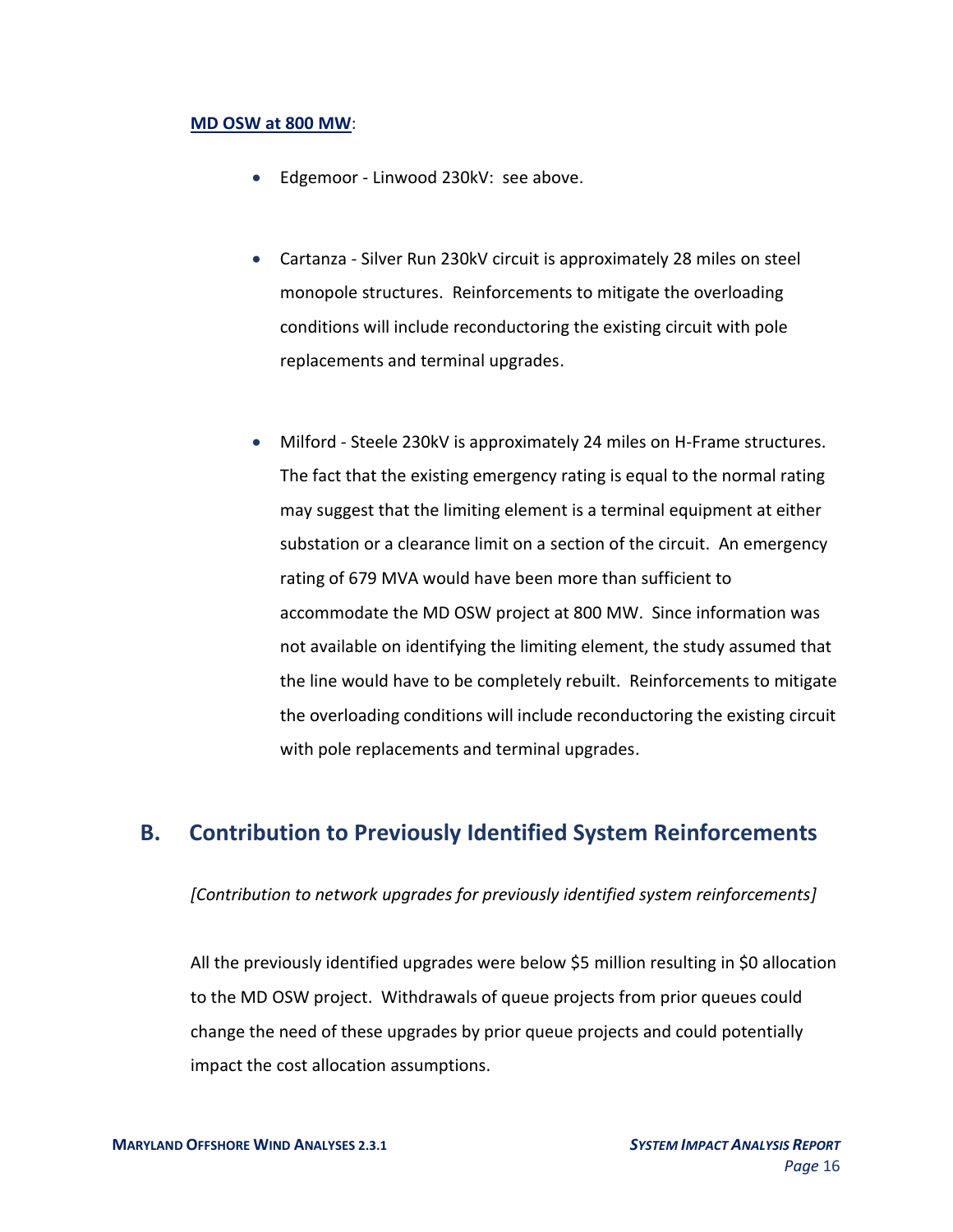**MD OSW at 800 MW**:

- Edgemoor - Linwood 230kV: see above.

- Cartanza - Silver Run 230kV circuit is approximately 28 miles on steel monopole structures. Reinforcements to mitigate the overloading conditions will include reconductoring the existing circuit with pole replacements and terminal upgrades.

- Milford - Steele 230kV is approximately 24 miles on H-Frame structures. The fact that the existing emergency rating is equal to the normal rating may suggest that the limiting element is a terminal equipment at either substation or a clearance limit on a section of the circuit. An emergency rating of 679 MVA would have been more than sufficient to accommodate the MD OSW project at 800 MW. Since information was not available on identifying the limiting element, the study assumed that the line would have to be completely rebuilt. Reinforcements to mitigate the overloading conditions will include reconductoring the existing circuit with pole replacements and terminal upgrades.

## B. Contribution to Previously Identified System Reinforcements

*[Contribution to network upgrades for previously identified system reinforcements]*

All the previously identified upgrades were below $5 million resulting in $0 allocation to the MD OSW project. Withdrawals of queue projects from prior queues could change the need of these upgrades by prior queue projects and could potentially impact the cost allocation assumptions.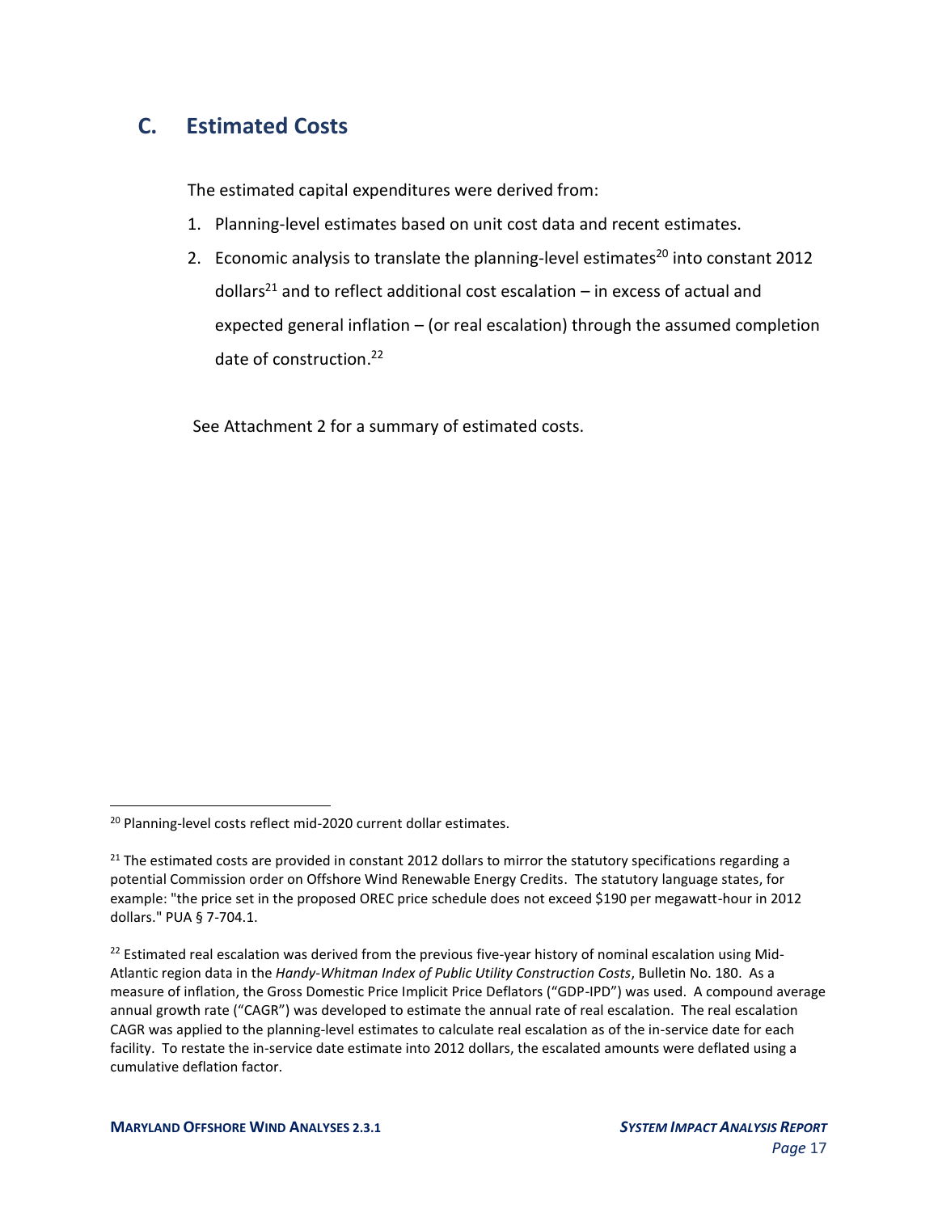## C. Estimated Costs

The estimated capital expenditures were derived from:

1. Planning-level estimates based on unit cost data and recent estimates.
2. Economic analysis to translate the planning-level estimates[20] into constant 2012 dollars[21] and to reflect additional cost escalation – in excess of actual and expected general inflation – (or real escalation) through the assumed completion date of construction.[22]

See Attachment 2 for a summary of estimated costs.

---

[20] Planning-level costs reflect mid-2020 current dollar estimates.

[21] The estimated costs are provided in constant 2012 dollars to mirror the statutory specifications regarding a potential Commission order on Offshore Wind Renewable Energy Credits. The statutory language states, for example: "the price set in the proposed OREC price schedule does not exceed $190 per megawatt-hour in 2012 dollars." PUA § 7-704.1.

[22] Estimated real escalation was derived from the previous five-year history of nominal escalation using Mid-Atlantic region data in the *Handy-Whitman Index of Public Utility Construction Costs*, Bulletin No. 180. As a measure of inflation, the Gross Domestic Price Implicit Price Deflators ("GDP-IPD") was used. A compound average annual growth rate ("CAGR") was developed to estimate the annual rate of real escalation. The real escalation CAGR was applied to the planning-level estimates to calculate real escalation as of the in-service date for each facility. To restate the in-service date estimate into 2012 dollars, the escalated amounts were deflated using a cumulative deflation factor.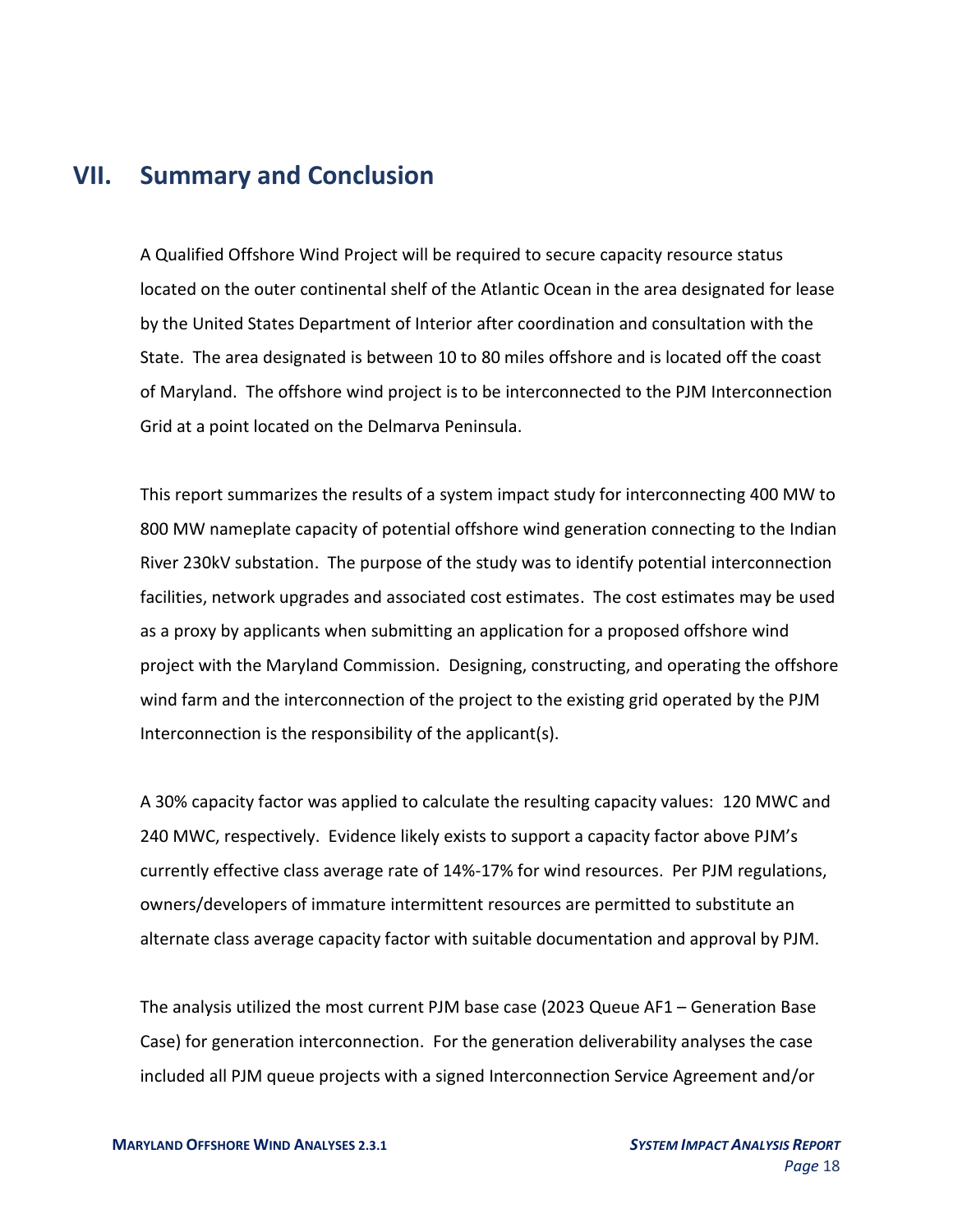# VII. Summary and Conclusion

A Qualified Offshore Wind Project will be required to secure capacity resource status located on the outer continental shelf of the Atlantic Ocean in the area designated for lease by the United States Department of Interior after coordination and consultation with the State. The area designated is between 10 to 80 miles offshore and is located off the coast of Maryland. The offshore wind project is to be interconnected to the PJM Interconnection Grid at a point located on the Delmarva Peninsula.

This report summarizes the results of a system impact study for interconnecting 400 MW to 800 MW nameplate capacity of potential offshore wind generation connecting to the Indian River 230kV substation. The purpose of the study was to identify potential interconnection facilities, network upgrades and associated cost estimates. The cost estimates may be used as a proxy by applicants when submitting an application for a proposed offshore wind project with the Maryland Commission. Designing, constructing, and operating the offshore wind farm and the interconnection of the project to the existing grid operated by the PJM Interconnection is the responsibility of the applicant(s).

A 30% capacity factor was applied to calculate the resulting capacity values: 120 MWC and 240 MWC, respectively. Evidence likely exists to support a capacity factor above PJM's currently effective class average rate of 14%-17% for wind resources. Per PJM regulations, owners/developers of immature intermittent resources are permitted to substitute an alternate class average capacity factor with suitable documentation and approval by PJM.

The analysis utilized the most current PJM base case (2023 Queue AF1 – Generation Base Case) for generation interconnection. For the generation deliverability analyses the case included all PJM queue projects with a signed Interconnection Service Agreement and/or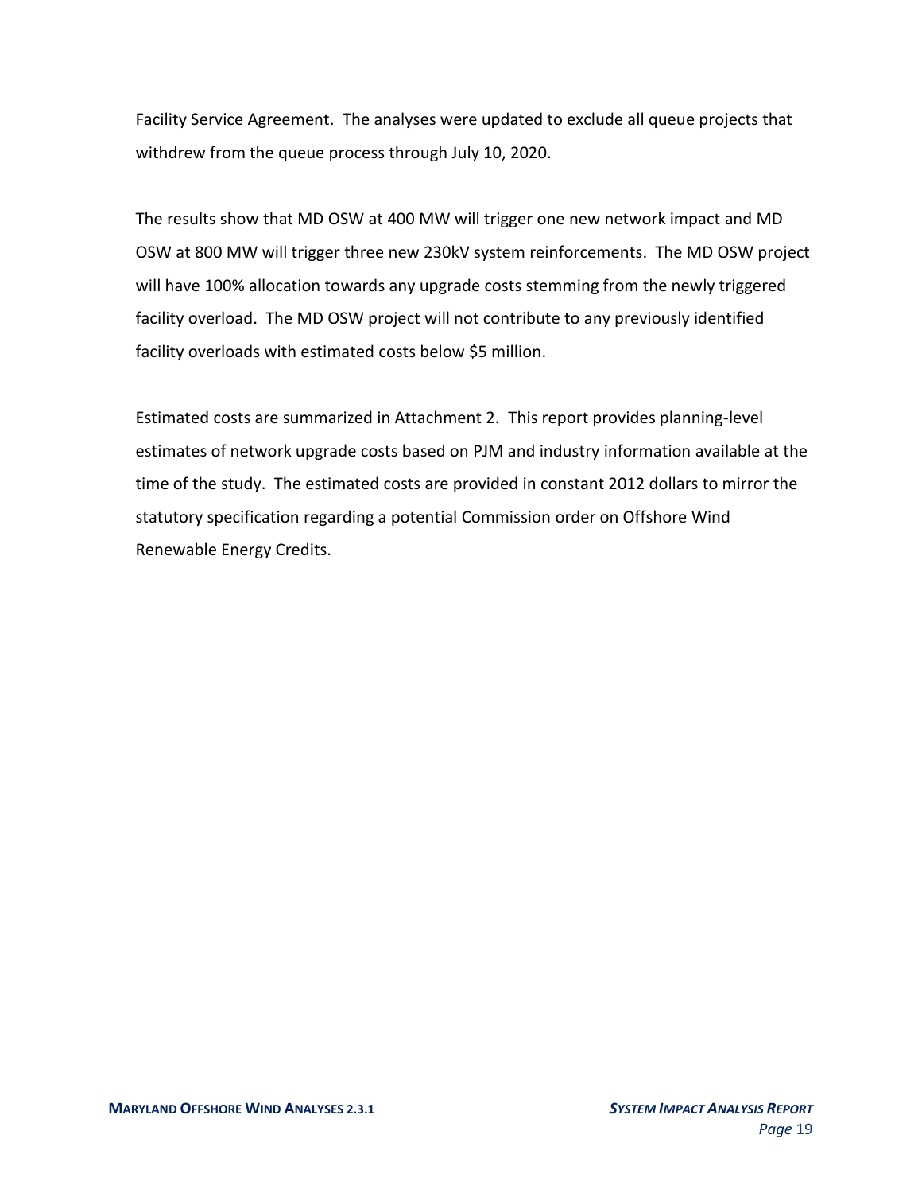Facility Service Agreement. The analyses were updated to exclude all queue projects that withdrew from the queue process through July 10, 2020.

The results show that MD OSW at 400 MW will trigger one new network impact and MD OSW at 800 MW will trigger three new 230kV system reinforcements. The MD OSW project will have 100% allocation towards any upgrade costs stemming from the newly triggered facility overload. The MD OSW project will not contribute to any previously identified facility overloads with estimated costs below $5 million.

Estimated costs are summarized in Attachment 2. This report provides planning-level estimates of network upgrade costs based on PJM and industry information available at the time of the study. The estimated costs are provided in constant 2012 dollars to mirror the statutory specification regarding a potential Commission order on Offshore Wind Renewable Energy Credits.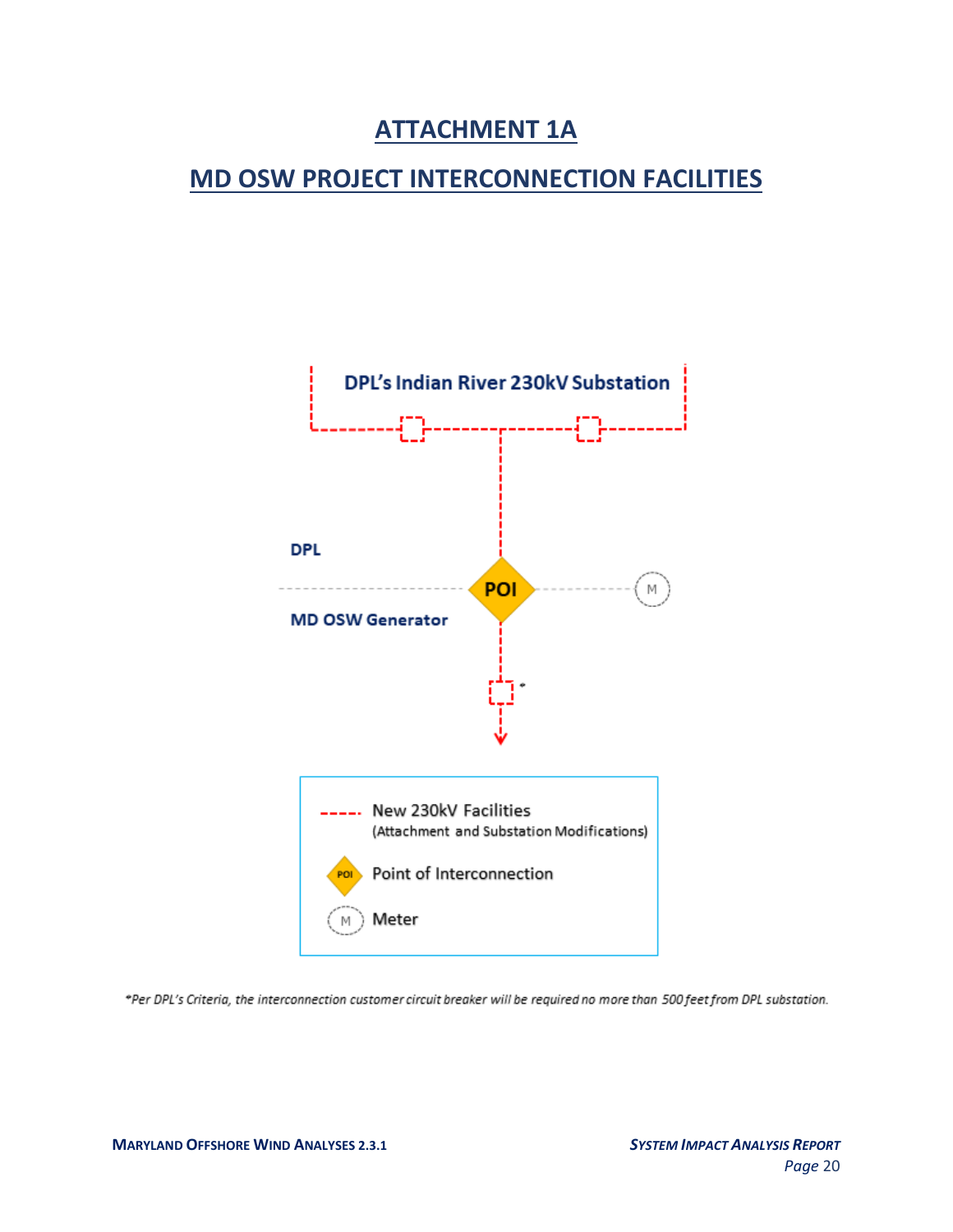# ATTACHMENT 1A

## MD OSW PROJECT INTERCONNECTION FACILITIES

DPL's Indian River 230kV Substation

DPL

POI

M

MD OSW Generator

\*

New 230kV Facilities
(Attachment and Substation Modifications)

Point of Interconnection

Meter

*\*Per DPL's Criteria, the interconnection customer circuit breaker will be required no more than 500 feet from DPL substation.*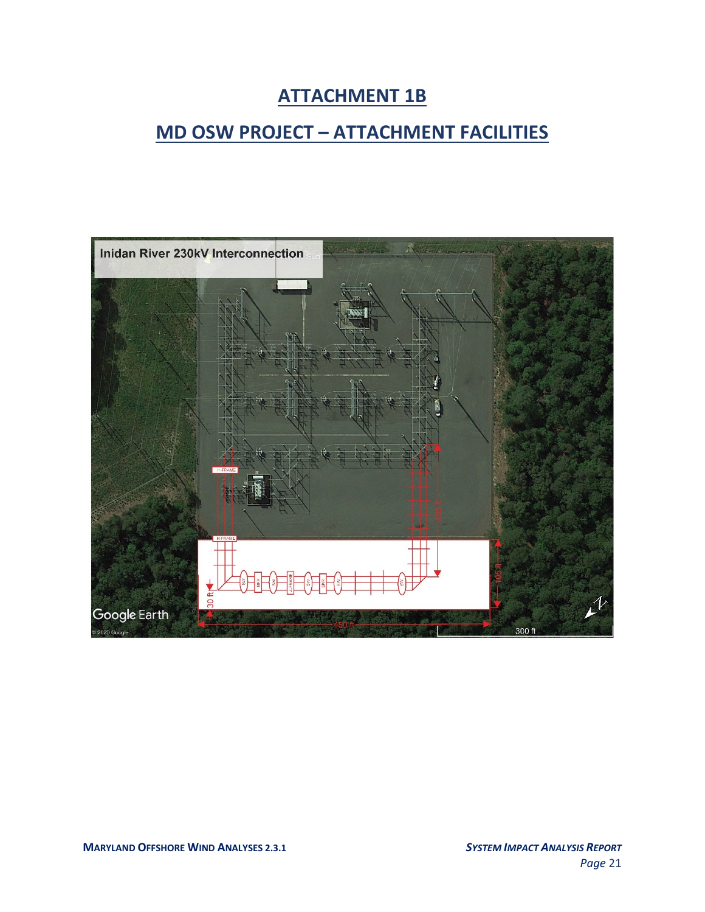# ATTACHMENT 1B

## MD OSW PROJECT – ATTACHMENT FACILITIES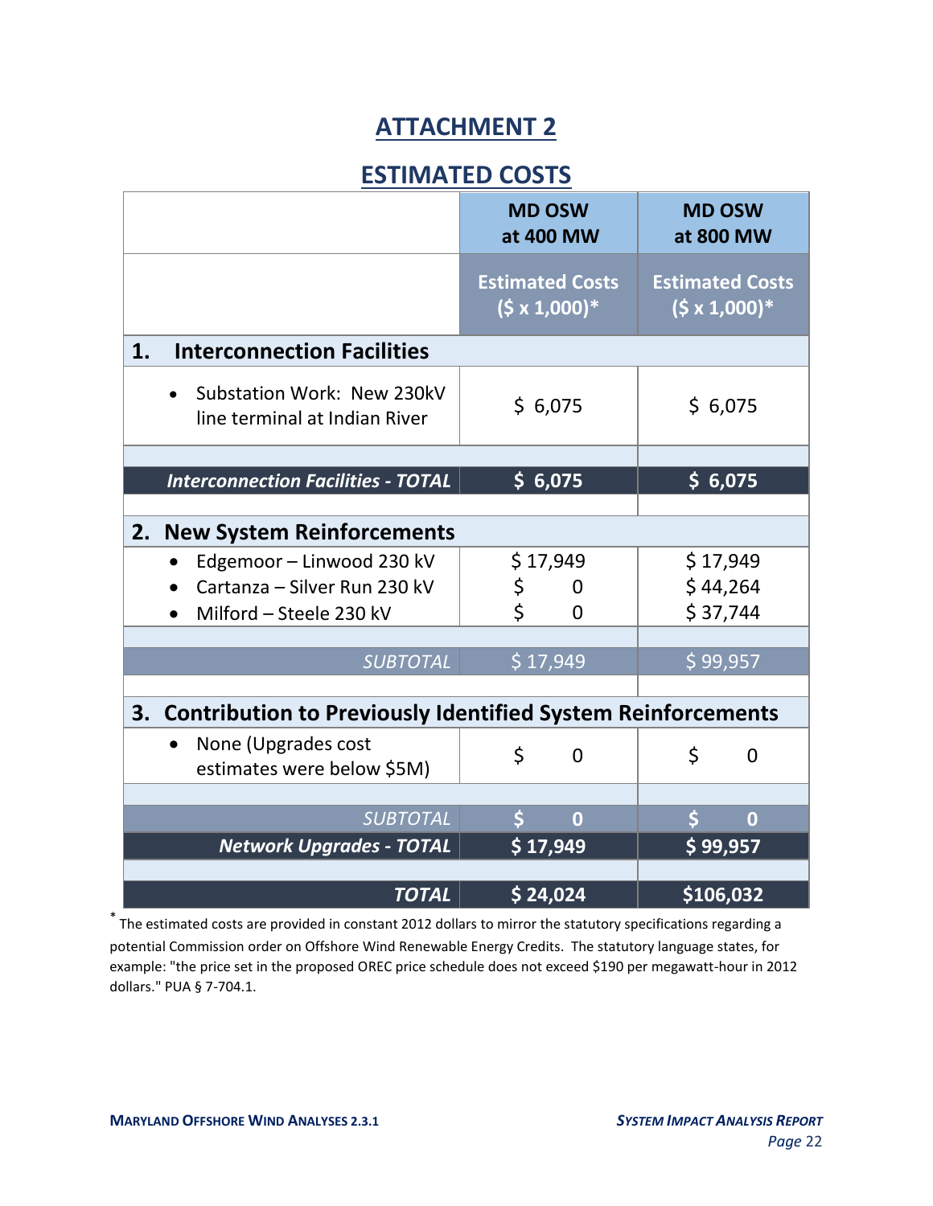# ATTACHMENT 2

## ESTIMATED COSTS

| | MD OSW at 400 MW | MD OSW at 800 MW |
|---|---|---|
| | Estimated Costs ($ x 1,000)* | Estimated Costs ($ x 1,000)* |
| **1. Interconnection Facilities** | | |
| • Substation Work: New 230kV line terminal at Indian River | $ 6,075 | $ 6,075 |
| ***Interconnection Facilities - TOTAL*** | **$ 6,075** | **$ 6,075** |
| **2. New System Reinforcements** | | |
| • Edgemoor – Linwood 230 kV | $ 17,949 | $ 17,949 |
| • Cartanza – Silver Run 230 kV | $ 0 | $ 44,264 |
| • Milford – Steele 230 kV | $ 0 | $ 37,744 |
| *SUBTOTAL* | $ 17,949 | $ 99,957 |
| **3. Contribution to Previously Identified System Reinforcements** | | |
| • None (Upgrades cost estimates were below $5M) | $ 0 | $ 0 |
| *SUBTOTAL* | **$ 0** | **$ 0** |
| ***Network Upgrades - TOTAL*** | **$ 17,949** | **$ 99,957** |
| ***TOTAL*** | **$ 24,024** | **$106,032** |

* The estimated costs are provided in constant 2012 dollars to mirror the statutory specifications regarding a potential Commission order on Offshore Wind Renewable Energy Credits. The statutory language states, for example: "the price set in the proposed OREC price schedule does not exceed $190 per megawatt-hour in 2012 dollars." PUA § 7-704.1.